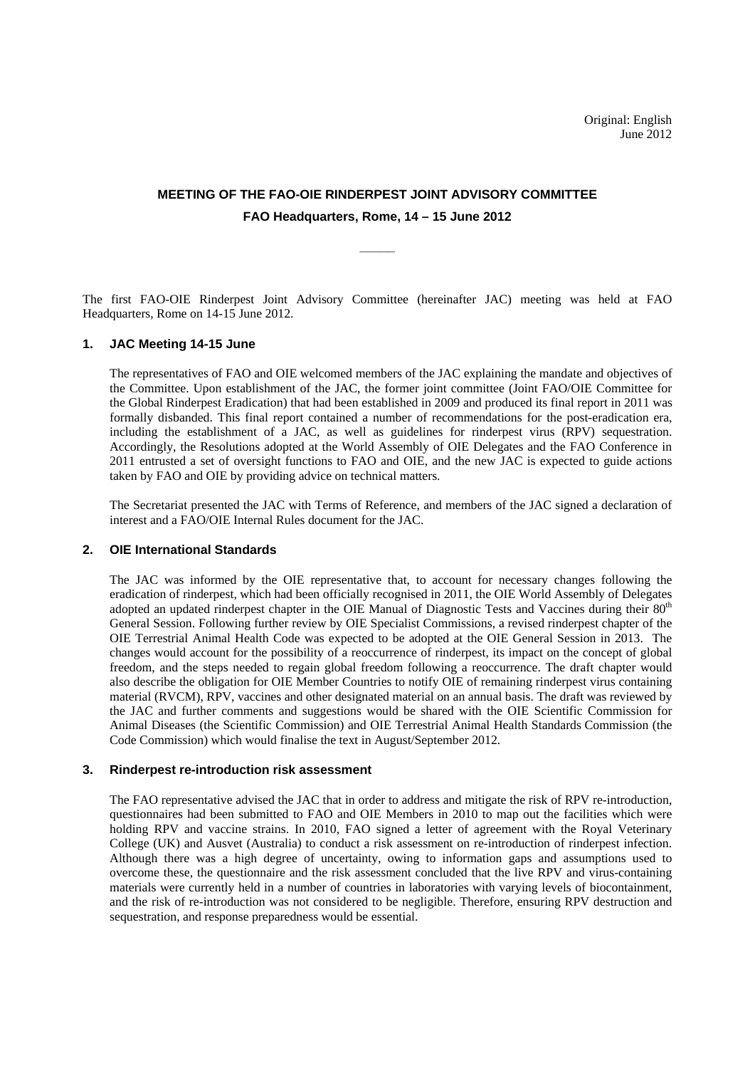Original: English
June 2012

# MEETING OF THE FAO-OIE RINDERPEST JOINT ADVISORY COMMITTEE

## FAO Headquarters, Rome, 14 – 15 June 2012

---

The first FAO-OIE Rinderpest Joint Advisory Committee (hereinafter JAC) meeting was held at FAO Headquarters, Rome on 14-15 June 2012.

### 1. JAC Meeting 14-15 June

The representatives of FAO and OIE welcomed members of the JAC explaining the mandate and objectives of the Committee. Upon establishment of the JAC, the former joint committee (Joint FAO/OIE Committee for the Global Rinderpest Eradication) that had been established in 2009 and produced its final report in 2011 was formally disbanded. This final report contained a number of recommendations for the post-eradication era, including the establishment of a JAC, as well as guidelines for rinderpest virus (RPV) sequestration. Accordingly, the Resolutions adopted at the World Assembly of OIE Delegates and the FAO Conference in 2011 entrusted a set of oversight functions to FAO and OIE, and the new JAC is expected to guide actions taken by FAO and OIE by providing advice on technical matters.

The Secretariat presented the JAC with Terms of Reference, and members of the JAC signed a declaration of interest and a FAO/OIE Internal Rules document for the JAC.

### 2. OIE International Standards

The JAC was informed by the OIE representative that, to account for necessary changes following the eradication of rinderpest, which had been officially recognised in 2011, the OIE World Assembly of Delegates adopted an updated rinderpest chapter in the OIE Manual of Diagnostic Tests and Vaccines during their 80th General Session. Following further review by OIE Specialist Commissions, a revised rinderpest chapter of the OIE Terrestrial Animal Health Code was expected to be adopted at the OIE General Session in 2013. The changes would account for the possibility of a reoccurrence of rinderpest, its impact on the concept of global freedom, and the steps needed to regain global freedom following a reoccurrence. The draft chapter would also describe the obligation for OIE Member Countries to notify OIE of remaining rinderpest virus containing material (RVCM), RPV, vaccines and other designated material on an annual basis. The draft was reviewed by the JAC and further comments and suggestions would be shared with the OIE Scientific Commission for Animal Diseases (the Scientific Commission) and OIE Terrestrial Animal Health Standards Commission (the Code Commission) which would finalise the text in August/September 2012.

### 3. Rinderpest re-introduction risk assessment

The FAO representative advised the JAC that in order to address and mitigate the risk of RPV re-introduction, questionnaires had been submitted to FAO and OIE Members in 2010 to map out the facilities which were holding RPV and vaccine strains. In 2010, FAO signed a letter of agreement with the Royal Veterinary College (UK) and Ausvet (Australia) to conduct a risk assessment on re-introduction of rinderpest infection. Although there was a high degree of uncertainty, owing to information gaps and assumptions used to overcome these, the questionnaire and the risk assessment concluded that the live RPV and virus-containing materials were currently held in a number of countries in laboratories with varying levels of biocontainment, and the risk of re-introduction was not considered to be negligible. Therefore, ensuring RPV destruction and sequestration, and response preparedness would be essential.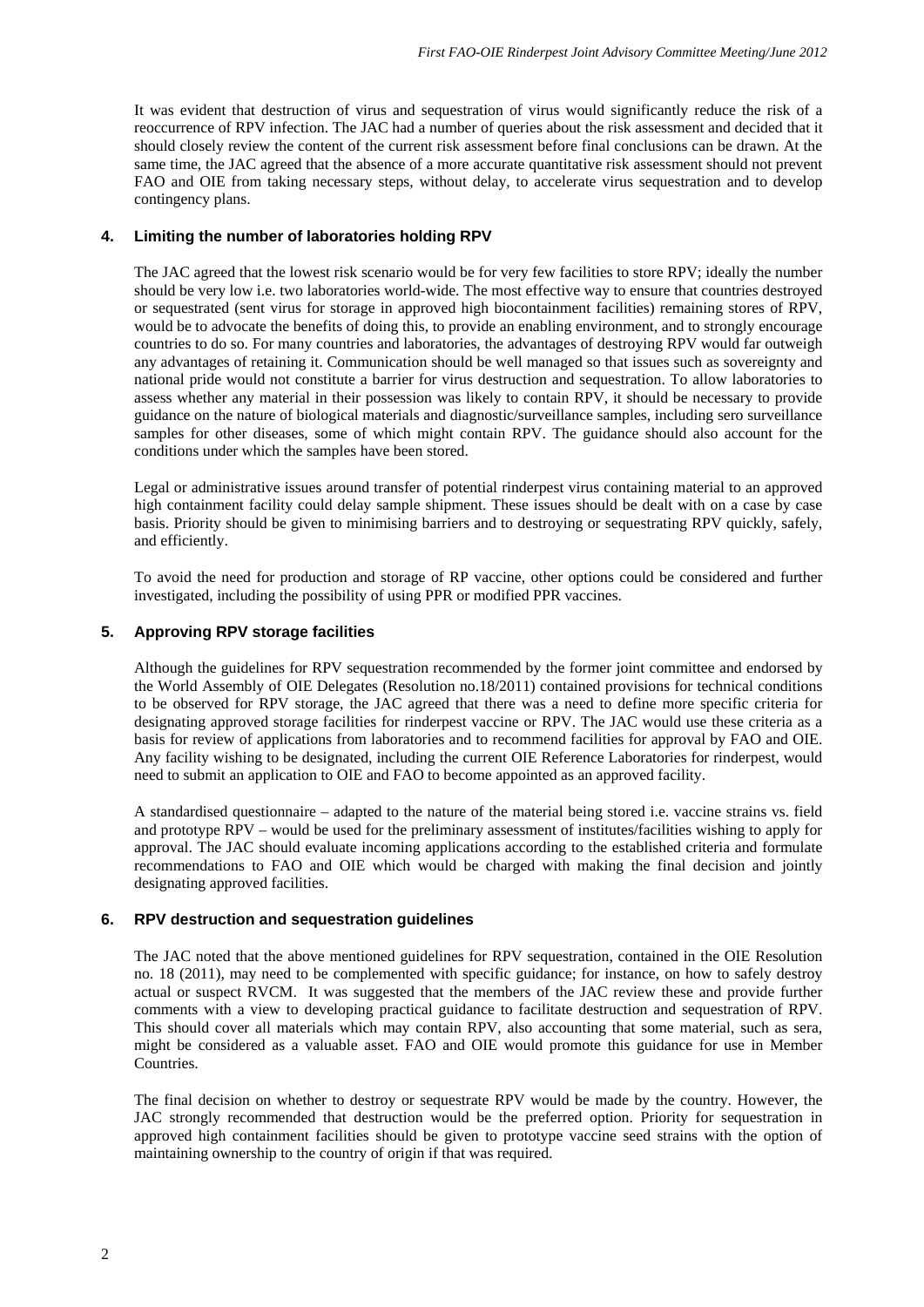It was evident that destruction of virus and sequestration of virus would significantly reduce the risk of a reoccurrence of RPV infection. The JAC had a number of queries about the risk assessment and decided that it should closely review the content of the current risk assessment before final conclusions can be drawn. At the same time, the JAC agreed that the absence of a more accurate quantitative risk assessment should not prevent FAO and OIE from taking necessary steps, without delay, to accelerate virus sequestration and to develop contingency plans.

## 4. Limiting the number of laboratories holding RPV

The JAC agreed that the lowest risk scenario would be for very few facilities to store RPV; ideally the number should be very low i.e. two laboratories world-wide. The most effective way to ensure that countries destroyed or sequestrated (sent virus for storage in approved high biocontainment facilities) remaining stores of RPV, would be to advocate the benefits of doing this, to provide an enabling environment, and to strongly encourage countries to do so. For many countries and laboratories, the advantages of destroying RPV would far outweigh any advantages of retaining it. Communication should be well managed so that issues such as sovereignty and national pride would not constitute a barrier for virus destruction and sequestration. To allow laboratories to assess whether any material in their possession was likely to contain RPV, it should be necessary to provide guidance on the nature of biological materials and diagnostic/surveillance samples, including sero surveillance samples for other diseases, some of which might contain RPV. The guidance should also account for the conditions under which the samples have been stored.

Legal or administrative issues around transfer of potential rinderpest virus containing material to an approved high containment facility could delay sample shipment. These issues should be dealt with on a case by case basis. Priority should be given to minimising barriers and to destroying or sequestrating RPV quickly, safely, and efficiently.

To avoid the need for production and storage of RP vaccine, other options could be considered and further investigated, including the possibility of using PPR or modified PPR vaccines.

## 5. Approving RPV storage facilities

Although the guidelines for RPV sequestration recommended by the former joint committee and endorsed by the World Assembly of OIE Delegates (Resolution no.18/2011) contained provisions for technical conditions to be observed for RPV storage, the JAC agreed that there was a need to define more specific criteria for designating approved storage facilities for rinderpest vaccine or RPV. The JAC would use these criteria as a basis for review of applications from laboratories and to recommend facilities for approval by FAO and OIE. Any facility wishing to be designated, including the current OIE Reference Laboratories for rinderpest, would need to submit an application to OIE and FAO to become appointed as an approved facility.

A standardised questionnaire – adapted to the nature of the material being stored i.e. vaccine strains vs. field and prototype RPV – would be used for the preliminary assessment of institutes/facilities wishing to apply for approval. The JAC should evaluate incoming applications according to the established criteria and formulate recommendations to FAO and OIE which would be charged with making the final decision and jointly designating approved facilities.

## 6. RPV destruction and sequestration guidelines

The JAC noted that the above mentioned guidelines for RPV sequestration, contained in the OIE Resolution no. 18 (2011), may need to be complemented with specific guidance; for instance, on how to safely destroy actual or suspect RVCM. It was suggested that the members of the JAC review these and provide further comments with a view to developing practical guidance to facilitate destruction and sequestration of RPV. This should cover all materials which may contain RPV, also accounting that some material, such as sera, might be considered as a valuable asset. FAO and OIE would promote this guidance for use in Member Countries.

The final decision on whether to destroy or sequestrate RPV would be made by the country. However, the JAC strongly recommended that destruction would be the preferred option. Priority for sequestration in approved high containment facilities should be given to prototype vaccine seed strains with the option of maintaining ownership to the country of origin if that was required.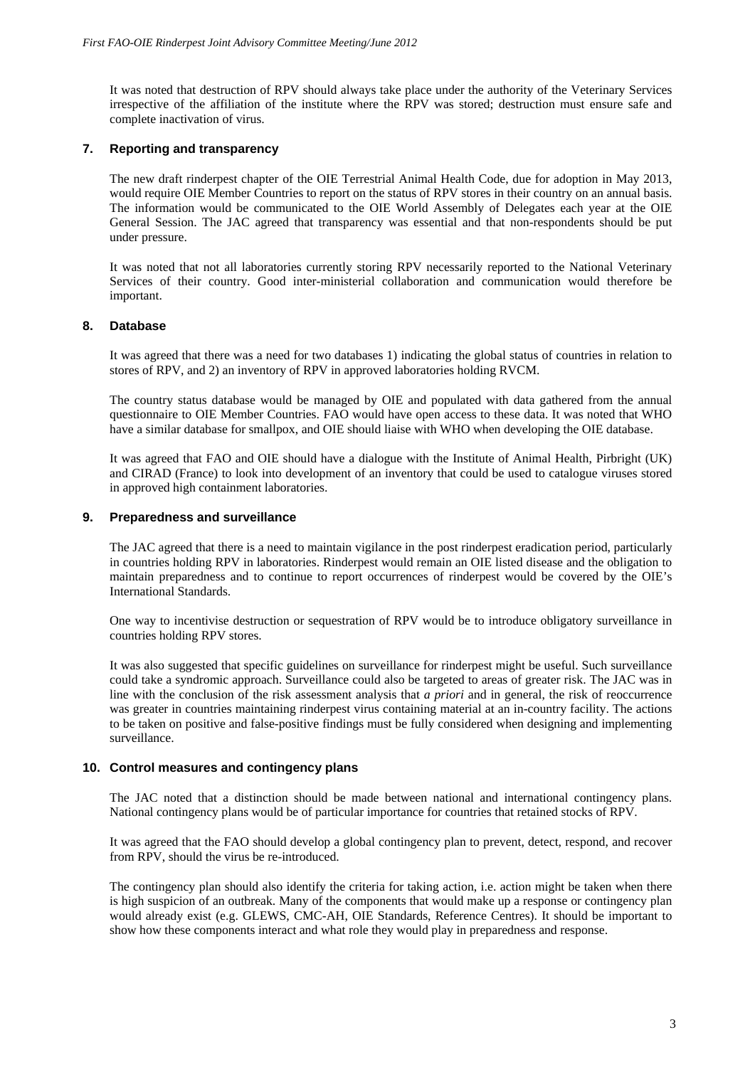It was noted that destruction of RPV should always take place under the authority of the Veterinary Services irrespective of the affiliation of the institute where the RPV was stored; destruction must ensure safe and complete inactivation of virus.

## 7. Reporting and transparency

The new draft rinderpest chapter of the OIE Terrestrial Animal Health Code, due for adoption in May 2013, would require OIE Member Countries to report on the status of RPV stores in their country on an annual basis. The information would be communicated to the OIE World Assembly of Delegates each year at the OIE General Session. The JAC agreed that transparency was essential and that non-respondents should be put under pressure.

It was noted that not all laboratories currently storing RPV necessarily reported to the National Veterinary Services of their country. Good inter-ministerial collaboration and communication would therefore be important.

## 8. Database

It was agreed that there was a need for two databases 1) indicating the global status of countries in relation to stores of RPV, and 2) an inventory of RPV in approved laboratories holding RVCM.

The country status database would be managed by OIE and populated with data gathered from the annual questionnaire to OIE Member Countries. FAO would have open access to these data. It was noted that WHO have a similar database for smallpox, and OIE should liaise with WHO when developing the OIE database.

It was agreed that FAO and OIE should have a dialogue with the Institute of Animal Health, Pirbright (UK) and CIRAD (France) to look into development of an inventory that could be used to catalogue viruses stored in approved high containment laboratories.

## 9. Preparedness and surveillance

The JAC agreed that there is a need to maintain vigilance in the post rinderpest eradication period, particularly in countries holding RPV in laboratories. Rinderpest would remain an OIE listed disease and the obligation to maintain preparedness and to continue to report occurrences of rinderpest would be covered by the OIE's International Standards.

One way to incentivise destruction or sequestration of RPV would be to introduce obligatory surveillance in countries holding RPV stores.

It was also suggested that specific guidelines on surveillance for rinderpest might be useful. Such surveillance could take a syndromic approach. Surveillance could also be targeted to areas of greater risk. The JAC was in line with the conclusion of the risk assessment analysis that *a priori* and in general, the risk of reoccurrence was greater in countries maintaining rinderpest virus containing material at an in-country facility. The actions to be taken on positive and false-positive findings must be fully considered when designing and implementing surveillance.

## 10. Control measures and contingency plans

The JAC noted that a distinction should be made between national and international contingency plans. National contingency plans would be of particular importance for countries that retained stocks of RPV.

It was agreed that the FAO should develop a global contingency plan to prevent, detect, respond, and recover from RPV, should the virus be re-introduced.

The contingency plan should also identify the criteria for taking action, i.e. action might be taken when there is high suspicion of an outbreak. Many of the components that would make up a response or contingency plan would already exist (e.g. GLEWS, CMC-AH, OIE Standards, Reference Centres). It should be important to show how these components interact and what role they would play in preparedness and response.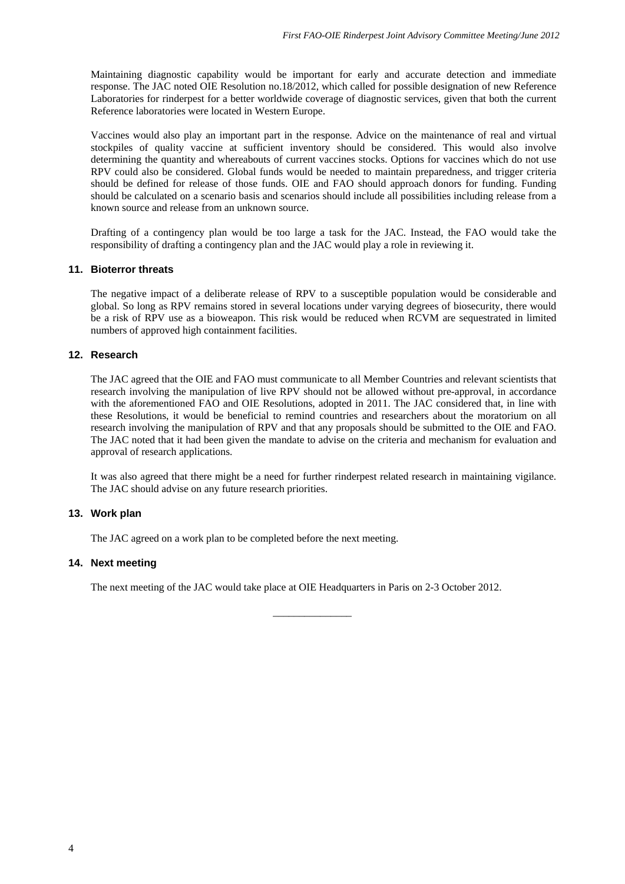Maintaining diagnostic capability would be important for early and accurate detection and immediate response. The JAC noted OIE Resolution no.18/2012, which called for possible designation of new Reference Laboratories for rinderpest for a better worldwide coverage of diagnostic services, given that both the current Reference laboratories were located in Western Europe.

Vaccines would also play an important part in the response. Advice on the maintenance of real and virtual stockpiles of quality vaccine at sufficient inventory should be considered. This would also involve determining the quantity and whereabouts of current vaccines stocks. Options for vaccines which do not use RPV could also be considered. Global funds would be needed to maintain preparedness, and trigger criteria should be defined for release of those funds. OIE and FAO should approach donors for funding. Funding should be calculated on a scenario basis and scenarios should include all possibilities including release from a known source and release from an unknown source.

Drafting of a contingency plan would be too large a task for the JAC. Instead, the FAO would take the responsibility of drafting a contingency plan and the JAC would play a role in reviewing it.

## 11. Bioterror threats

The negative impact of a deliberate release of RPV to a susceptible population would be considerable and global. So long as RPV remains stored in several locations under varying degrees of biosecurity, there would be a risk of RPV use as a bioweapon. This risk would be reduced when RCVM are sequestrated in limited numbers of approved high containment facilities.

## 12. Research

The JAC agreed that the OIE and FAO must communicate to all Member Countries and relevant scientists that research involving the manipulation of live RPV should not be allowed without pre-approval, in accordance with the aforementioned FAO and OIE Resolutions, adopted in 2011. The JAC considered that, in line with these Resolutions, it would be beneficial to remind countries and researchers about the moratorium on all research involving the manipulation of RPV and that any proposals should be submitted to the OIE and FAO. The JAC noted that it had been given the mandate to advise on the criteria and mechanism for evaluation and approval of research applications.

It was also agreed that there might be a need for further rinderpest related research in maintaining vigilance. The JAC should advise on any future research priorities.

## 13. Work plan

The JAC agreed on a work plan to be completed before the next meeting.

## 14. Next meeting

The next meeting of the JAC would take place at OIE Headquarters in Paris on 2-3 October 2012.

---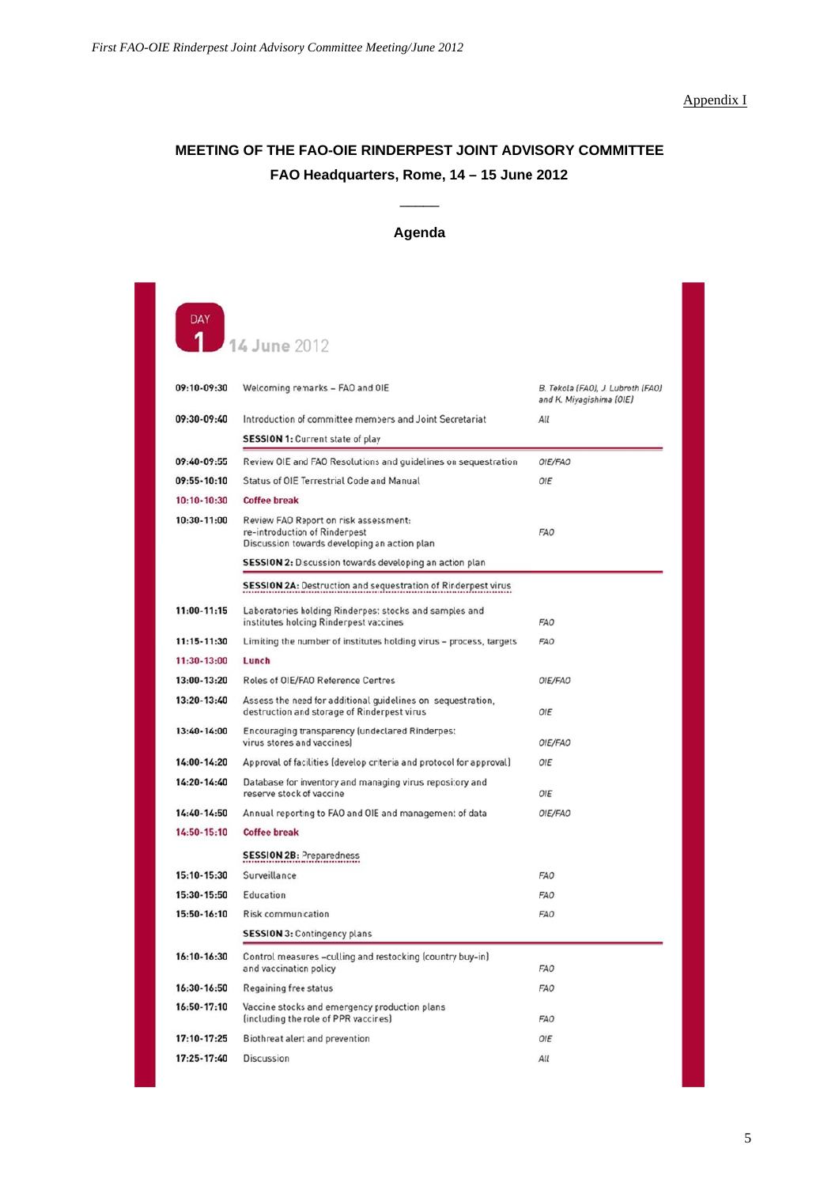Appendix I

## MEETING OF THE FAO-OIE RINDERPEST JOINT ADVISORY COMMITTEE

### FAO Headquarters, Rome, 14 – 15 June 2012

### Agenda

**DAY 1** 14 June 2012

| Time | Item | Responsible |
|---|---|---|
| 09:10-09:30 | Welcoming remarks – FAO and OIE | *B. Tekola (FAO), J. Lubroth (FAO) and K. Miyagishima (OIE)* |
| 09:30-09:40 | Introduction of committee members and Joint Secretariat | *All* |
| | **SESSION 1:** Current state of play | |
| 09:40-09:55 | Review OIE and FAO Resolutions and guidelines on sequestration | *OIE/FAO* |
| 09:55-10:10 | Status of OIE Terrestrial Code and Manual | *OIE* |
| 10:10-10:30 | **Coffee break** | |
| 10:30-11:00 | Review FAO Report on risk assessment: re-introduction of Rinderpest Discussion towards developing an action plan | *FAO* |
| | **SESSION 2:** Discussion towards developing an action plan | |
| | **SESSION 2A:** Destruction and sequestration of Rinderpest virus | |
| 11:00-11:15 | Laboratories holding Rinderpest stocks and samples and institutes holding Rinderpest vaccines | *FAO* |
| 11:15-11:30 | Limiting the number of institutes holding virus – process, targets | *FAO* |
| 11:30-13:00 | **Lunch** | |
| 13:00-13:20 | Roles of OIE/FAO Reference Centres | *OIE/FAO* |
| 13:20-13:40 | Assess the need for additional guidelines on sequestration, destruction and storage of Rinderpest virus | *OIE* |
| 13:40-14:00 | Encouraging transparency (undeclared Rinderpest virus stores and vaccines) | *OIE/FAO* |
| 14:00-14:20 | Approval of facilities (develop criteria and protocol for approval) | *OIE* |
| 14:20-14:40 | Database for inventory and managing virus repository and reserve stock of vaccine | *OIE* |
| 14:40-14:50 | Annual reporting to FAO and OIE and management of data | *OIE/FAO* |
| 14:50-15:10 | **Coffee break** | |
| | **SESSION 2B:** Preparedness | |
| 15:10-15:30 | Surveillance | *FAO* |
| 15:30-15:50 | Education | *FAO* |
| 15:50-16:10 | Risk communication | *FAO* |
| | **SESSION 3:** Contingency plans | |
| 16:10-16:30 | Control measures –culling and restocking (country buy-in) and vaccination policy | *FAO* |
| 16:30-16:50 | Regaining free status | *FAO* |
| 16:50-17:10 | Vaccine stocks and emergency production plans (including the role of PPR vaccines) | *FAO* |
| 17:10-17:25 | Biothreat alert and prevention | *OIE* |
| 17:25-17:40 | Discussion | *All* |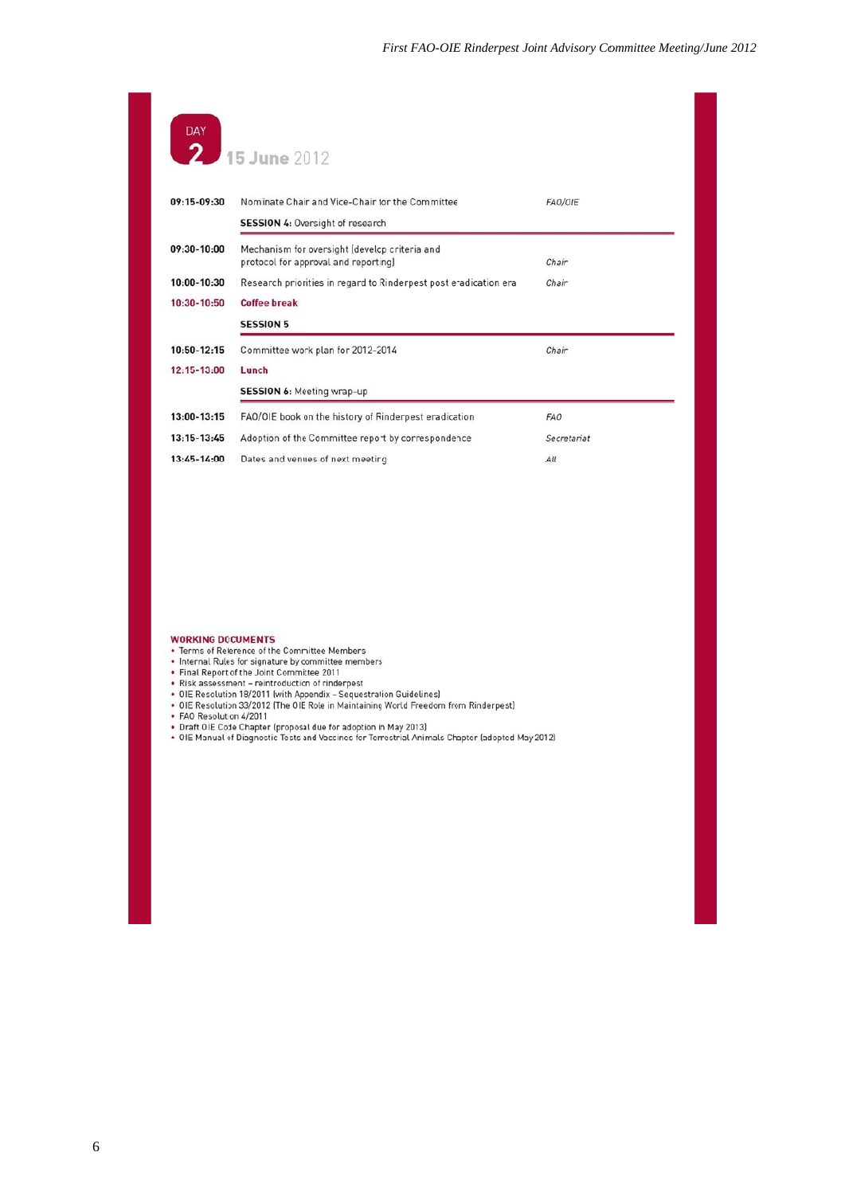## DAY 2 15 June 2012

| | | |
|---|---|---|
| 09:15-09:30 | Nominate Chair and Vice-Chair for the Committee | *FAO/OIE* |
| | **SESSION 4:** Oversight of research | |
| 09:30-10:00 | Mechanism for oversight (develop criteria and protocol for approval and reporting) | *Chair* |
| 10:00-10:30 | Research priorities in regard to Rinderpest post eradication era | *Chair* |
| 10:30-10:50 | **Coffee break** | |
| | **SESSION 5** | |
| 10:50-12:15 | Committee work plan for 2012-2014 | *Chair* |
| 12:15-13:00 | **Lunch** | |
| | **SESSION 6:** Meeting wrap-up | |
| 13:00-13:15 | FAO/OIE book on the history of Rinderpest eradication | *FAO* |
| 13:15-13:45 | Adoption of the Committee report by correspondence | *Secretariat* |
| 13:45-14:00 | Dates and venues of next meeting | *All* |

**WORKING DOCUMENTS**

- Terms of Reference of the Committee Members
- Internal Rules for signature by committee members
- Final Report of the Joint Committee 2011
- Risk assessment – reintroduction of rinderpest
- OIE Resolution 18/2011 (with Appendix – Sequestration Guidelines)
- OIE Resolution 33/2012 (The OIE Role in Maintaining World Freedom from Rinderpest)
- FAO Resolution 4/2011
- Draft OIE Code Chapter (proposal due for adoption in May 2013)
- OIE Manual of Diagnostic Tests and Vaccines for Terrestrial Animals Chapter (adopted May 2012)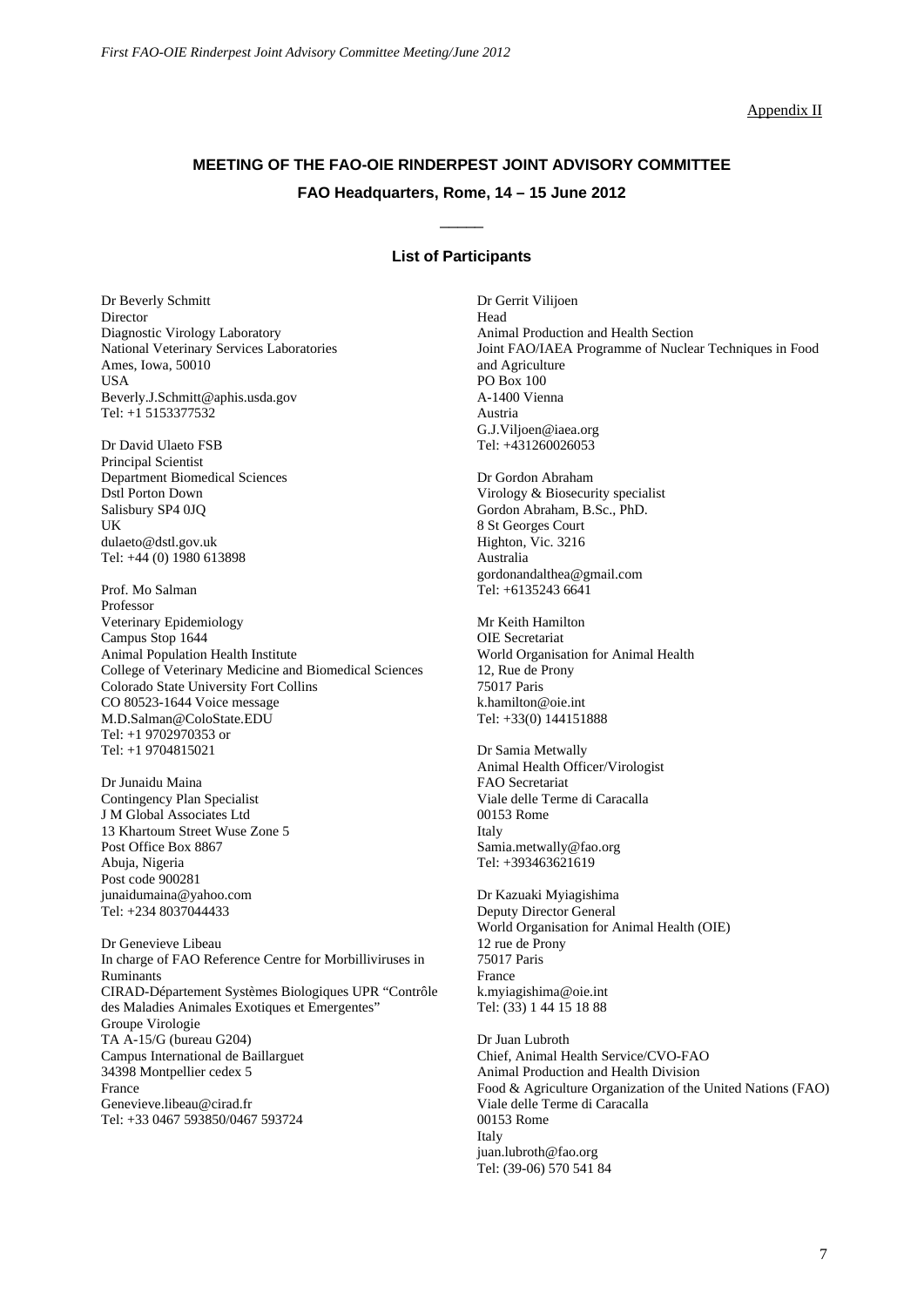Appendix II

## MEETING OF THE FAO-OIE RINDERPEST JOINT ADVISORY COMMITTEE

### FAO Headquarters, Rome, 14 – 15 June 2012

\_\_\_\_\_

### List of Participants

Dr Beverly Schmitt  
Director  
Diagnostic Virology Laboratory  
National Veterinary Services Laboratories  
Ames, Iowa, 50010  
USA  
Beverly.J.Schmitt@aphis.usda.gov  
Tel: +1 5153377532

Dr David Ulaeto FSB  
Principal Scientist  
Department Biomedical Sciences  
Dstl Porton Down  
Salisbury SP4 0JQ  
UK  
dulaeto@dstl.gov.uk  
Tel: +44 (0) 1980 613898

Prof. Mo Salman  
Professor  
Veterinary Epidemiology  
Campus Stop 1644  
Animal Population Health Institute  
College of Veterinary Medicine and Biomedical Sciences  
Colorado State University Fort Collins  
CO 80523-1644 Voice message  
M.D.Salman@ColoState.EDU  
Tel: +1 9702970353 or  
Tel: +1 9704815021

Dr Junaidu Maina  
Contingency Plan Specialist  
J M Global Associates Ltd  
13 Khartoum Street Wuse Zone 5  
Post Office Box 8867  
Abuja, Nigeria  
Post code 900281  
junaidumaina@yahoo.com  
Tel: +234 8037044433

Dr Genevieve Libeau  
In charge of FAO Reference Centre for Morbilliviruses in Ruminants  
CIRAD-Département Systèmes Biologiques UPR "Contrôle des Maladies Animales Exotiques et Emergentes"  
Groupe Virologie  
TA A-15/G (bureau G204)  
Campus International de Baillarguet  
34398 Montpellier cedex 5  
France  
Genevieve.libeau@cirad.fr  
Tel: +33 0467 593850/0467 593724

Dr Gerrit Vilijoen  
Head  
Animal Production and Health Section  
Joint FAO/IAEA Programme of Nuclear Techniques in Food and Agriculture  
PO Box 100  
A-1400 Vienna  
Austria  
G.J.Viljoen@iaea.org  
Tel: +431260026053

Dr Gordon Abraham  
Virology & Biosecurity specialist  
Gordon Abraham, B.Sc., PhD.  
8 St Georges Court  
Highton, Vic. 3216  
Australia  
gordonandalthea@gmail.com  
Tel: +6135243 6641

Mr Keith Hamilton  
OIE Secretariat  
World Organisation for Animal Health  
12, Rue de Prony  
75017 Paris  
k.hamilton@oie.int  
Tel: +33(0) 144151888

Dr Samia Metwally  
Animal Health Officer/Virologist  
FAO Secretariat  
Viale delle Terme di Caracalla  
00153 Rome  
Italy  
Samia.metwally@fao.org  
Tel: +393463621619

Dr Kazuaki Myiagishima  
Deputy Director General  
World Organisation for Animal Health (OIE)  
12 rue de Prony  
75017 Paris  
France  
k.myiagishima@oie.int  
Tel: (33) 1 44 15 18 88

Dr Juan Lubroth  
Chief, Animal Health Service/CVO-FAO  
Animal Production and Health Division  
Food & Agriculture Organization of the United Nations (FAO)  
Viale delle Terme di Caracalla  
00153 Rome  
Italy  
juan.lubroth@fao.org  
Tel: (39-06) 570 541 84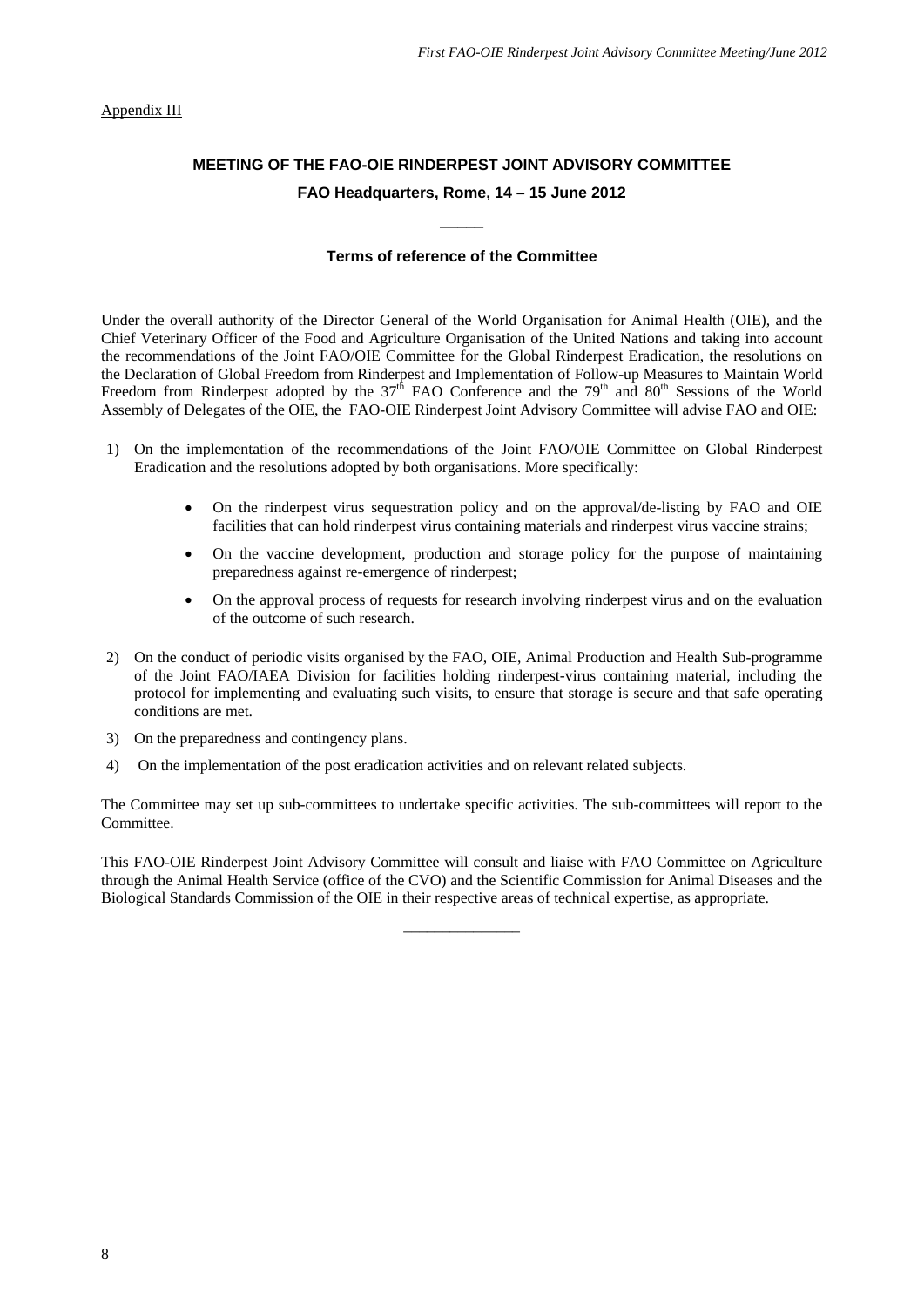Appendix III

## MEETING OF THE FAO-OIE RINDERPEST JOINT ADVISORY COMMITTEE

### FAO Headquarters, Rome, 14 – 15 June 2012

_____

### Terms of reference of the Committee

Under the overall authority of the Director General of the World Organisation for Animal Health (OIE), and the Chief Veterinary Officer of the Food and Agriculture Organisation of the United Nations and taking into account the recommendations of the Joint FAO/OIE Committee for the Global Rinderpest Eradication, the resolutions on the Declaration of Global Freedom from Rinderpest and Implementation of Follow-up Measures to Maintain World Freedom from Rinderpest adopted by the 37th FAO Conference and the 79th and 80th Sessions of the World Assembly of Delegates of the OIE, the FAO-OIE Rinderpest Joint Advisory Committee will advise FAO and OIE:

1) On the implementation of the recommendations of the Joint FAO/OIE Committee on Global Rinderpest Eradication and the resolutions adopted by both organisations. More specifically:

    - On the rinderpest virus sequestration policy and on the approval/de-listing by FAO and OIE facilities that can hold rinderpest virus containing materials and rinderpest virus vaccine strains;
    - On the vaccine development, production and storage policy for the purpose of maintaining preparedness against re-emergence of rinderpest;
    - On the approval process of requests for research involving rinderpest virus and on the evaluation of the outcome of such research.

2) On the conduct of periodic visits organised by the FAO, OIE, Animal Production and Health Sub-programme of the Joint FAO/IAEA Division for facilities holding rinderpest-virus containing material, including the protocol for implementing and evaluating such visits, to ensure that storage is secure and that safe operating conditions are met.

3) On the preparedness and contingency plans.

4) On the implementation of the post eradication activities and on relevant related subjects.

The Committee may set up sub-committees to undertake specific activities. The sub-committees will report to the Committee.

This FAO-OIE Rinderpest Joint Advisory Committee will consult and liaise with FAO Committee on Agriculture through the Animal Health Service (office of the CVO) and the Scientific Commission for Animal Diseases and the Biological Standards Commission of the OIE in their respective areas of technical expertise, as appropriate.

_______________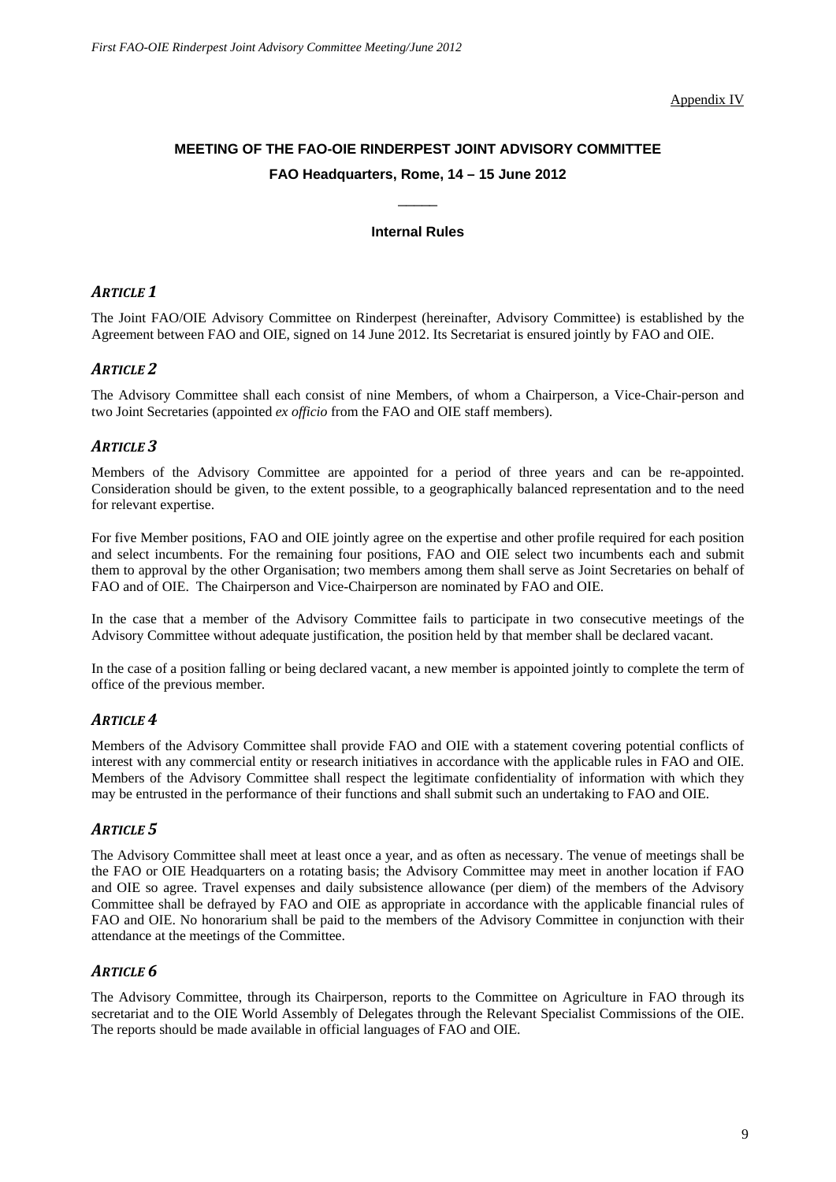Appendix IV

# MEETING OF THE FAO-OIE RINDERPEST JOINT ADVISORY COMMITTEE

## FAO Headquarters, Rome, 14 – 15 June 2012

_____

### Internal Rules

### *ARTICLE 1*

The Joint FAO/OIE Advisory Committee on Rinderpest (hereinafter, Advisory Committee) is established by the Agreement between FAO and OIE, signed on 14 June 2012. Its Secretariat is ensured jointly by FAO and OIE.

### *ARTICLE 2*

The Advisory Committee shall each consist of nine Members, of whom a Chairperson, a Vice-Chair-person and two Joint Secretaries (appointed *ex officio* from the FAO and OIE staff members).

### *ARTICLE 3*

Members of the Advisory Committee are appointed for a period of three years and can be re-appointed. Consideration should be given, to the extent possible, to a geographically balanced representation and to the need for relevant expertise.

For five Member positions, FAO and OIE jointly agree on the expertise and other profile required for each position and select incumbents. For the remaining four positions, FAO and OIE select two incumbents each and submit them to approval by the other Organisation; two members among them shall serve as Joint Secretaries on behalf of FAO and of OIE. The Chairperson and Vice-Chairperson are nominated by FAO and OIE.

In the case that a member of the Advisory Committee fails to participate in two consecutive meetings of the Advisory Committee without adequate justification, the position held by that member shall be declared vacant.

In the case of a position falling or being declared vacant, a new member is appointed jointly to complete the term of office of the previous member.

### *ARTICLE 4*

Members of the Advisory Committee shall provide FAO and OIE with a statement covering potential conflicts of interest with any commercial entity or research initiatives in accordance with the applicable rules in FAO and OIE. Members of the Advisory Committee shall respect the legitimate confidentiality of information with which they may be entrusted in the performance of their functions and shall submit such an undertaking to FAO and OIE.

### *ARTICLE 5*

The Advisory Committee shall meet at least once a year, and as often as necessary. The venue of meetings shall be the FAO or OIE Headquarters on a rotating basis; the Advisory Committee may meet in another location if FAO and OIE so agree. Travel expenses and daily subsistence allowance (per diem) of the members of the Advisory Committee shall be defrayed by FAO and OIE as appropriate in accordance with the applicable financial rules of FAO and OIE. No honorarium shall be paid to the members of the Advisory Committee in conjunction with their attendance at the meetings of the Committee.

### *ARTICLE 6*

The Advisory Committee, through its Chairperson, reports to the Committee on Agriculture in FAO through its secretariat and to the OIE World Assembly of Delegates through the Relevant Specialist Commissions of the OIE. The reports should be made available in official languages of FAO and OIE.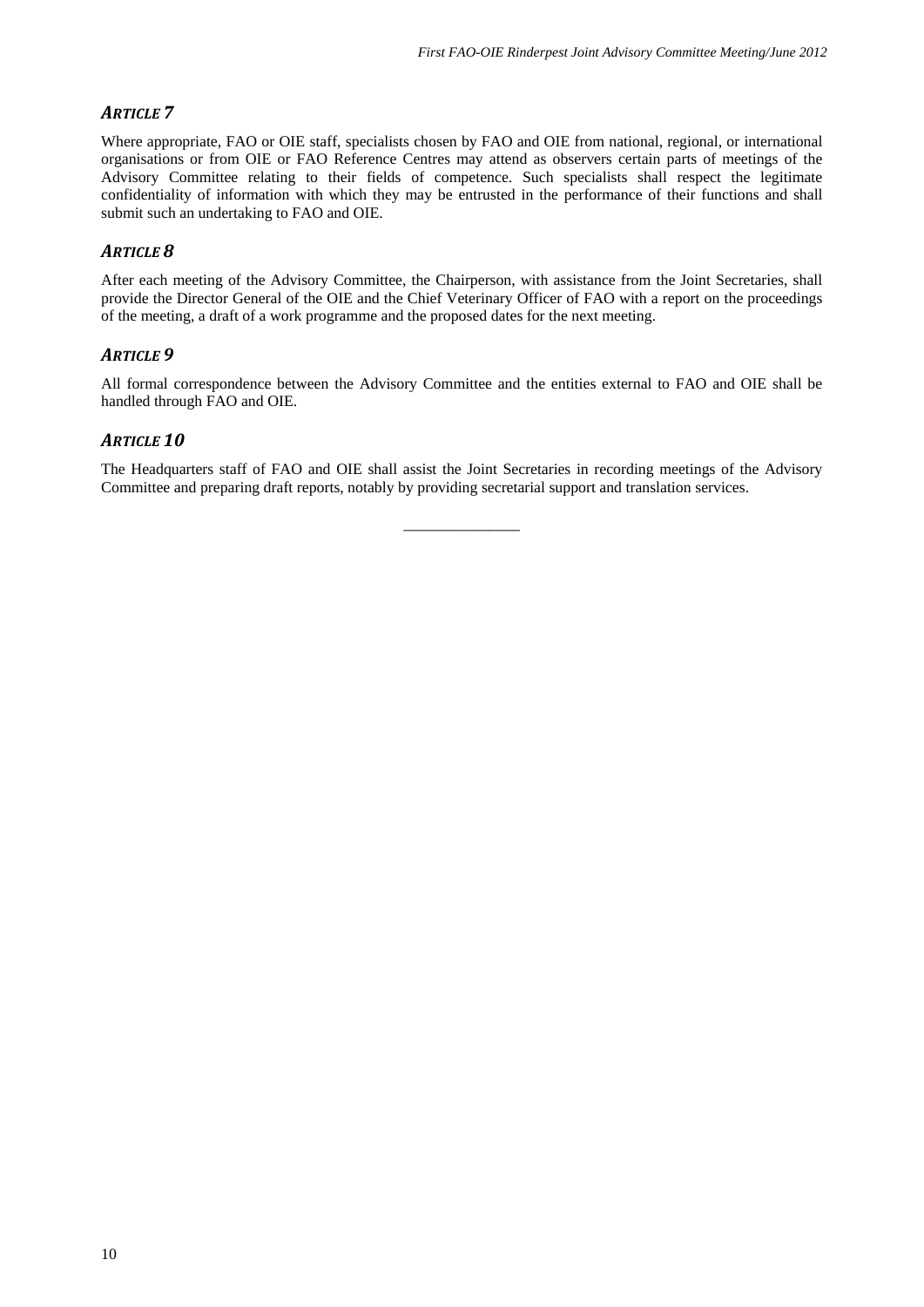### *ARTICLE 7*

Where appropriate, FAO or OIE staff, specialists chosen by FAO and OIE from national, regional, or international organisations or from OIE or FAO Reference Centres may attend as observers certain parts of meetings of the Advisory Committee relating to their fields of competence. Such specialists shall respect the legitimate confidentiality of information with which they may be entrusted in the performance of their functions and shall submit such an undertaking to FAO and OIE.

### *ARTICLE 8*

After each meeting of the Advisory Committee, the Chairperson, with assistance from the Joint Secretaries, shall provide the Director General of the OIE and the Chief Veterinary Officer of FAO with a report on the proceedings of the meeting, a draft of a work programme and the proposed dates for the next meeting.

### *ARTICLE 9*

All formal correspondence between the Advisory Committee and the entities external to FAO and OIE shall be handled through FAO and OIE.

### *ARTICLE 10*

The Headquarters staff of FAO and OIE shall assist the Joint Secretaries in recording meetings of the Advisory Committee and preparing draft reports, notably by providing secretarial support and translation services.

---